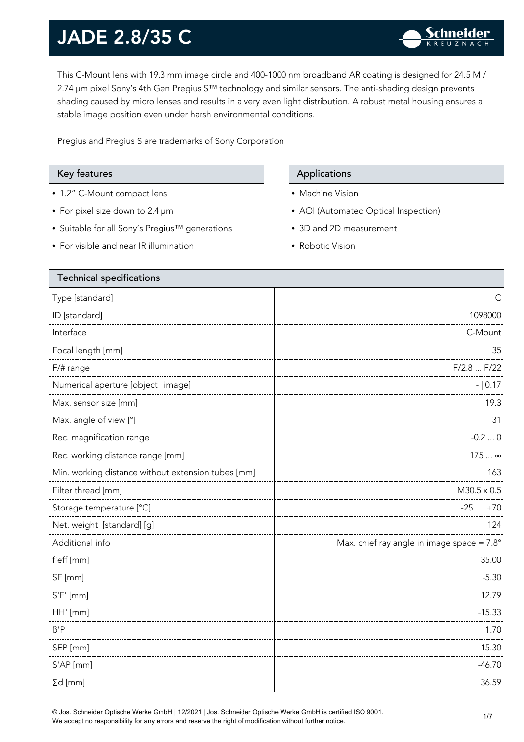# JADE 2.8/35 C

This C-Mount lens with 19.3 mm image circle and 400-1000 nm broadband AR coating is designed for 24.5 M / 2.74 µm pixel Sony's 4th Gen Pregius S™ technology and similar sensors. The anti-shading design prevents shading caused by micro lenses and results in a very even light distribution. A robust metal housing ensures a stable image position even under harsh environmental conditions.

Pregius and Pregius S are trademarks of Sony Corporation

## Key features

- 1.2" C-Mount compact lens
- For pixel size down to 2.4 µm
- Suitable for all Sony's Pregius™ generations
- For visible and near IR illumination

## Applications

- Machine Vision
- AOI (Automated Optical Inspection)
- 3D and 2D measurement
- Robotic Vision

## Technical specifications

| Parameter | Value |
|---|---|
| Type [standard] | C |
| ID [standard] | 1098000 |
| Interface | C-Mount |
| Focal length [mm] | 35 |
| F/# range | F/2.8 ... F/22 |
| Numerical aperture [object \| image] | - \| 0.17 |
| Max. sensor size [mm] | 19.3 |
| Max. angle of view [°] | 31 |
| Rec. magnification range | -0.2 ... 0 |
| Rec. working distance range [mm] | 175 ... ∞ |
| Min. working distance without extension tubes [mm] | 163 |
| Filter thread [mm] | M30.5 x 0.5 |
| Storage temperature [°C] | -25 … +70 |
| Net. weight [standard] [g] | 124 |
| Additional info | Max. chief ray angle in image space = 7.8° |
| f'eff [mm] | 35.00 |
| SF [mm] | -5.30 |
| S'F' [mm] | 12.79 |
| HH' [mm] | -15.33 |
| ß'P | 1.70 |
| SEP [mm] | 15.30 |
| S'AP [mm] | -46.70 |
| Σd [mm] | 36.59 |

© Jos. Schneider Optische Werke GmbH | 12/2021 | Jos. Schneider Optische Werke GmbH is certified ISO 9001.
We accept no responsibility for any errors and reserve the right of modification without further notice.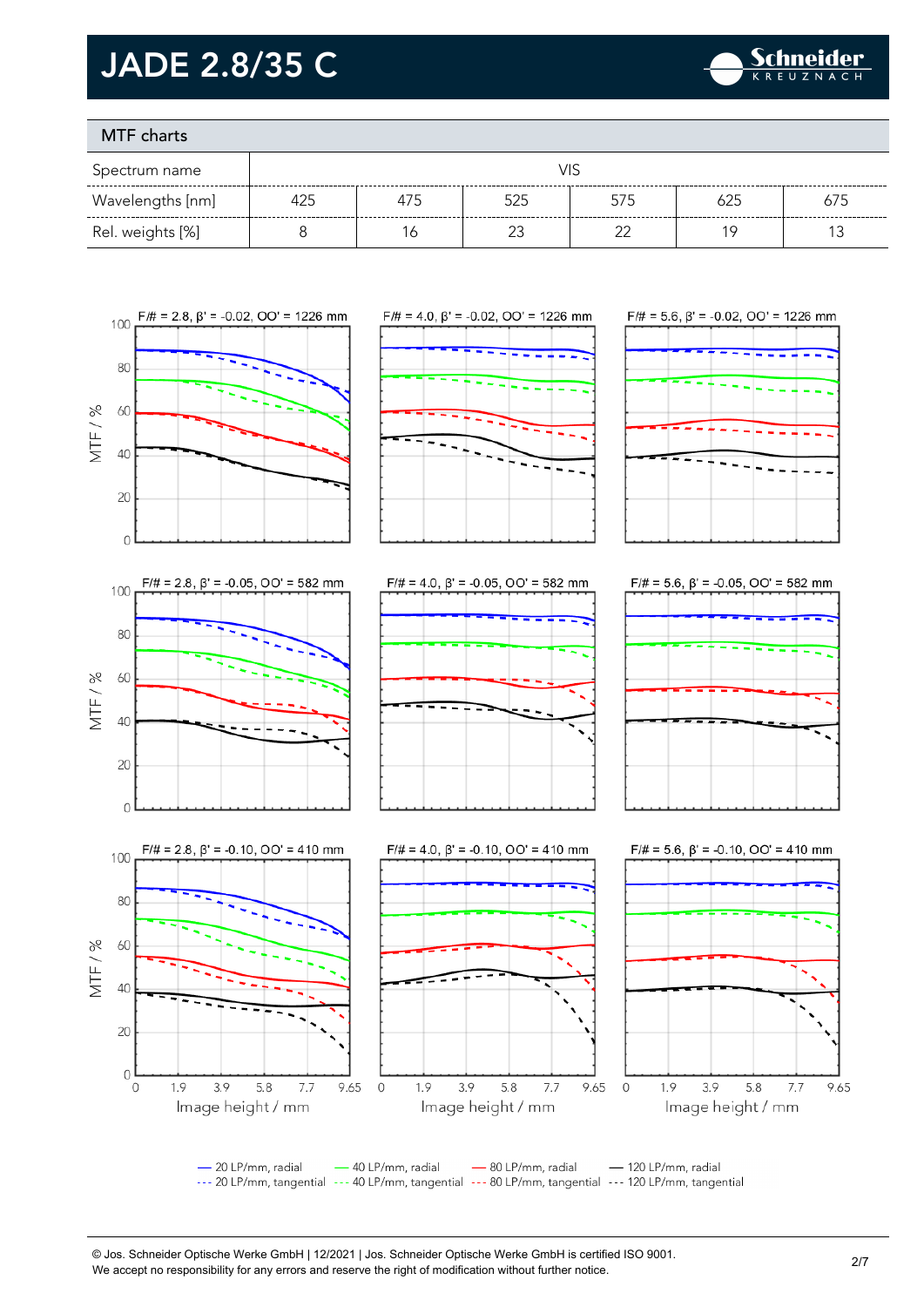# JADE 2.8/35 C

## MTF charts

| Spectrum name | VIS | | | | | |
|---|---|---|---|---|---|---|
| Wavelengths [nm] | 425 | 475 | 525 | 575 | 625 | 675 |
| Rel. weights [%] | 8 | 16 | 23 | 22 | 19 | 13 |

F/# = 2.8, β' = -0.02, OO' = 1226 mm

F/# = 4.0, β' = -0.02, OO' = 1226 mm

F/# = 5.6, β' = -0.02, OO' = 1226 mm

F/# = 2.8, β' = -0.05, OO' = 582 mm

F/# = 4.0, β' = -0.05, OO' = 582 mm

F/# = 5.6, β' = -0.05, OO' = 582 mm

F/# = 2.8, β' = -0.10, OO' = 410 mm

F/# = 4.0, β' = -0.10, OO' = 410 mm

F/# = 5.6, β' = -0.10, OO' = 410 mm

MTF / %

Image height / mm

— 20 LP/mm, radial --- 20 LP/mm, tangential — 40 LP/mm, radial --- 40 LP/mm, tangential — 80 LP/mm, radial --- 80 LP/mm, tangential — 120 LP/mm, radial --- 120 LP/mm, tangential

© Jos. Schneider Optische Werke GmbH | 12/2021 | Jos. Schneider Optische Werke GmbH is certified ISO 9001.
We accept no responsibility for any errors and reserve the right of modification without further notice.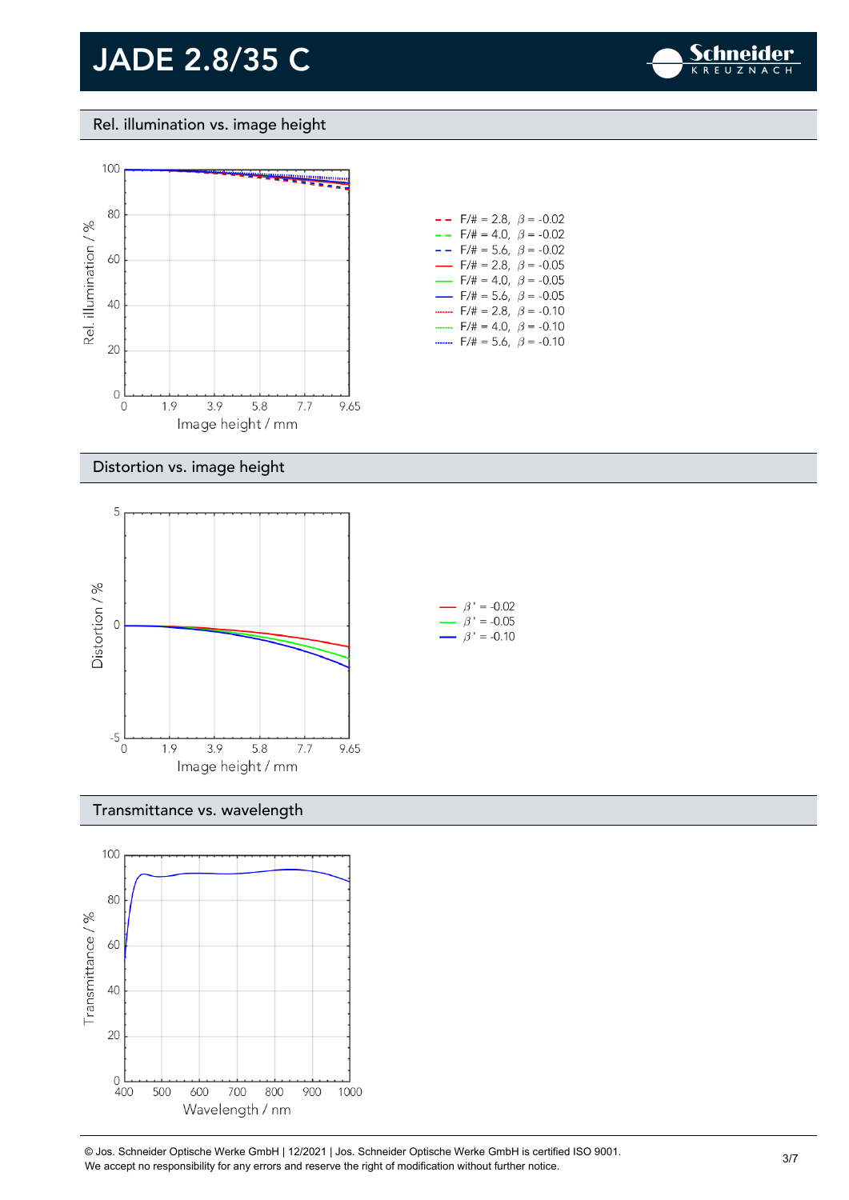# JADE 2.8/35 C

## Rel. illumination vs. image height

Rel. illumination / %

Image height / mm

- F/# = 2.8, $\beta$ = -0.02
- F/# = 4.0, $\beta$ = -0.02
- F/# = 5.6, $\beta$ = -0.02
- F/# = 2.8, $\beta$ = -0.05
- F/# = 4.0, $\beta$ = -0.05
- F/# = 5.6, $\beta$ = -0.05
- F/# = 2.8, $\beta$ = -0.10
- F/# = 4.0, $\beta$ = -0.10
- F/# = 5.6, $\beta$ = -0.10

## Distortion vs. image height

Distortion / %

Image height / mm

- $\beta'$ = -0.02
- $\beta'$ = -0.05
- $\beta'$ = -0.10

## Transmittance vs. wavelength

Transmittance / %

Wavelength / nm

© Jos. Schneider Optische Werke GmbH | 12/2021 | Jos. Schneider Optische Werke GmbH is certified ISO 9001.
We accept no responsibility for any errors and reserve the right of modification without further notice.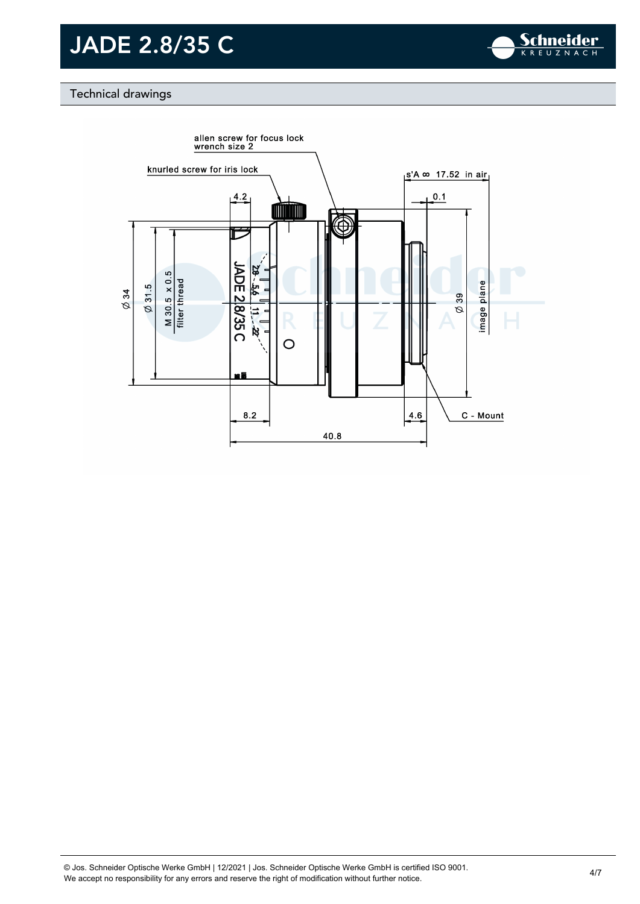# JADE 2.8/35 C

## Technical drawings

allen screw for focus lock
wrench size 2

knurled screw for iris lock

s'A ∞ 17.52 in air

4.2

0.1

Ø 34

Ø 31.5

M 30.5 x 0.5
filter thread

Ø 39

image plane

8.2

4.6

C - Mount

40.8

© Jos. Schneider Optische Werke GmbH | 12/2021 | Jos. Schneider Optische Werke GmbH is certified ISO 9001.
We accept no responsibility for any errors and reserve the right of modification without further notice.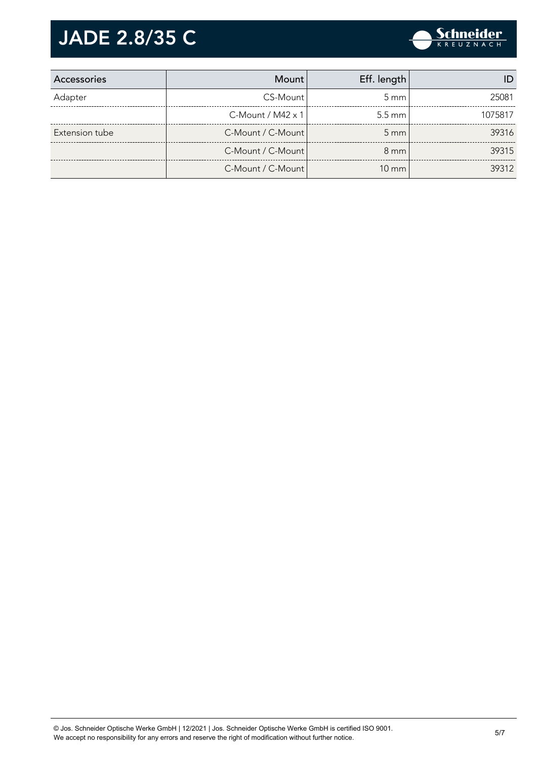| Accessories | Mount | Eff. length | ID |
|---|---|---|---|
| Adapter | CS-Mount | 5 mm | 25081 |
| | C-Mount / M42 x 1 | 5.5 mm | 1075817 |
| Extension tube | C-Mount / C-Mount | 5 mm | 39316 |
| | C-Mount / C-Mount | 8 mm | 39315 |
| | C-Mount / C-Mount | 10 mm | 39312 |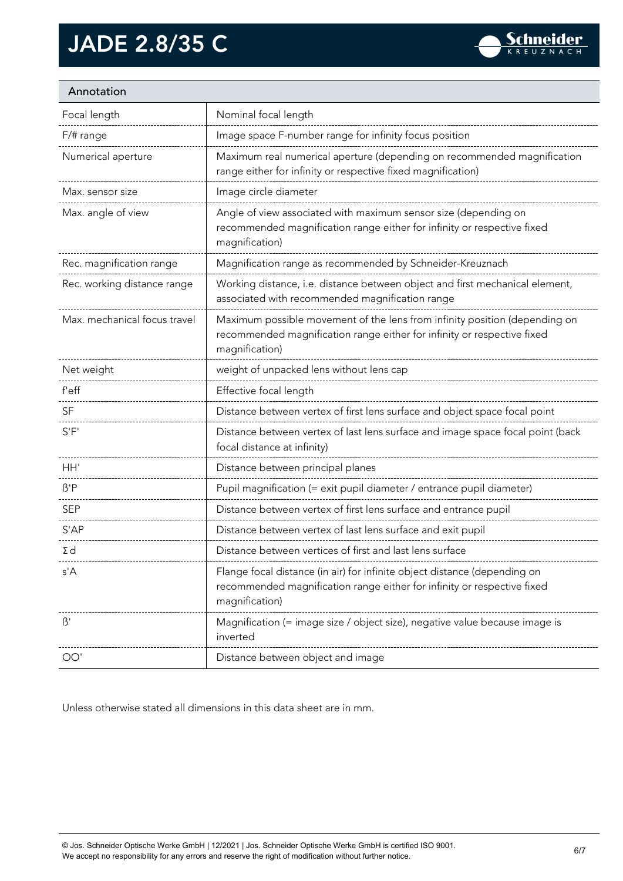# JADE 2.8/35 C

| Annotation | |
|---|---|
| Focal length | Nominal focal length |
| F/# range | Image space F-number range for infinity focus position |
| Numerical aperture | Maximum real numerical aperture (depending on recommended magnification range either for infinity or respective fixed magnification) |
| Max. sensor size | Image circle diameter |
| Max. angle of view | Angle of view associated with maximum sensor size (depending on recommended magnification range either for infinity or respective fixed magnification) |
| Rec. magnification range | Magnification range as recommended by Schneider-Kreuznach |
| Rec. working distance range | Working distance, i.e. distance between object and first mechanical element, associated with recommended magnification range |
| Max. mechanical focus travel | Maximum possible movement of the lens from infinity position (depending on recommended magnification range either for infinity or respective fixed magnification) |
| Net weight | weight of unpacked lens without lens cap |
| f'eff | Effective focal length |
| SF | Distance between vertex of first lens surface and object space focal point |
| S'F' | Distance between vertex of last lens surface and image space focal point (back focal distance at infinity) |
| HH' | Distance between principal planes |
| ß'P | Pupil magnification (= exit pupil diameter / entrance pupil diameter) |
| SEP | Distance between vertex of first lens surface and entrance pupil |
| S'AP | Distance between vertex of last lens surface and exit pupil |
| Σ d | Distance between vertices of first and last lens surface |
| s'A | Flange focal distance (in air) for infinite object distance (depending on recommended magnification range either for infinity or respective fixed magnification) |
| ß' | Magnification (= image size / object size), negative value because image is inverted |
| OO' | Distance between object and image |

Unless otherwise stated all dimensions in this data sheet are in mm.

© Jos. Schneider Optische Werke GmbH | 12/2021 | Jos. Schneider Optische Werke GmbH is certified ISO 9001.
We accept no responsibility for any errors and reserve the right of modification without further notice.